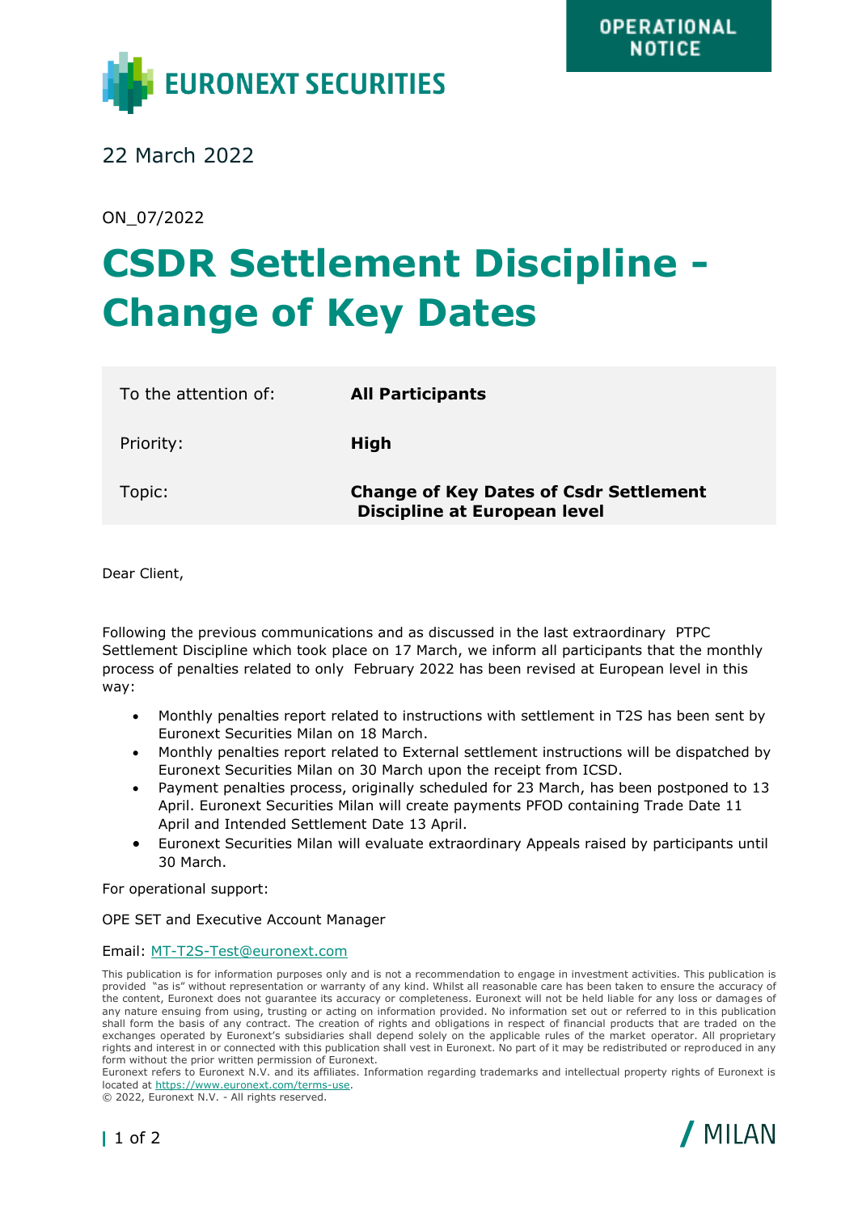OPERATIONAL NOTICE

EURONEXT SECURITIES

22 March 2022

ON_07/2022

# CSDR Settlement Discipline - Change of Key Dates

| To the attention of: | **All Participants** |
|---|---|
| Priority: | **High** |
| Topic: | **Change of Key Dates of Csdr Settlement Discipline at European level** |

Dear Client,

Following the previous communications and as discussed in the last extraordinary PTPC Settlement Discipline which took place on 17 March, we inform all participants that the monthly process of penalties related to only February 2022 has been revised at European level in this way:

- Monthly penalties report related to instructions with settlement in T2S has been sent by Euronext Securities Milan on 18 March.
- Monthly penalties report related to External settlement instructions will be dispatched by Euronext Securities Milan on 30 March upon the receipt from ICSD.
- Payment penalties process, originally scheduled for 23 March, has been postponed to 13 April. Euronext Securities Milan will create payments PFOD containing Trade Date 11 April and Intended Settlement Date 13 April.
- Euronext Securities Milan will evaluate extraordinary Appeals raised by participants until 30 March.

For operational support:

OPE SET and Executive Account Manager

Email: MT-T2S-Test@euronext.com

This publication is for information purposes only and is not a recommendation to engage in investment activities. This publication is provided "as is" without representation or warranty of any kind. Whilst all reasonable care has been taken to ensure the accuracy of the content, Euronext does not guarantee its accuracy or completeness. Euronext will not be held liable for any loss or damages of any nature ensuing from using, trusting or acting on information provided. No information set out or referred to in this publication shall form the basis of any contract. The creation of rights and obligations in respect of financial products that are traded on the exchanges operated by Euronext's subsidiaries shall depend solely on the applicable rules of the market operator. All proprietary rights and interest in or connected with this publication shall vest in Euronext. No part of it may be redistributed or reproduced in any form without the prior written permission of Euronext.
Euronext refers to Euronext N.V. and its affiliates. Information regarding trademarks and intellectual property rights of Euronext is located at https://www.euronext.com/terms-use.
© 2022, Euronext N.V. - All rights reserved.

MILAN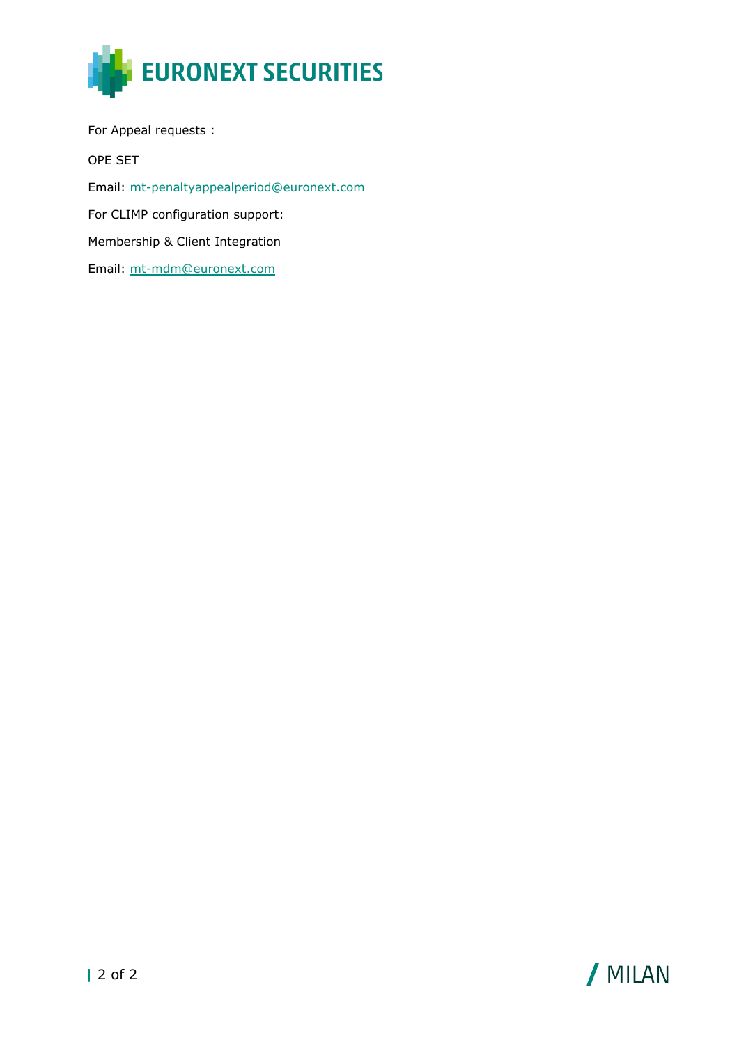For Appeal requests :

OPE SET

Email: mt-penaltyappealperiod@euronext.com

For CLIMP configuration support:

Membership & Client Integration

Email: mt-mdm@euronext.com